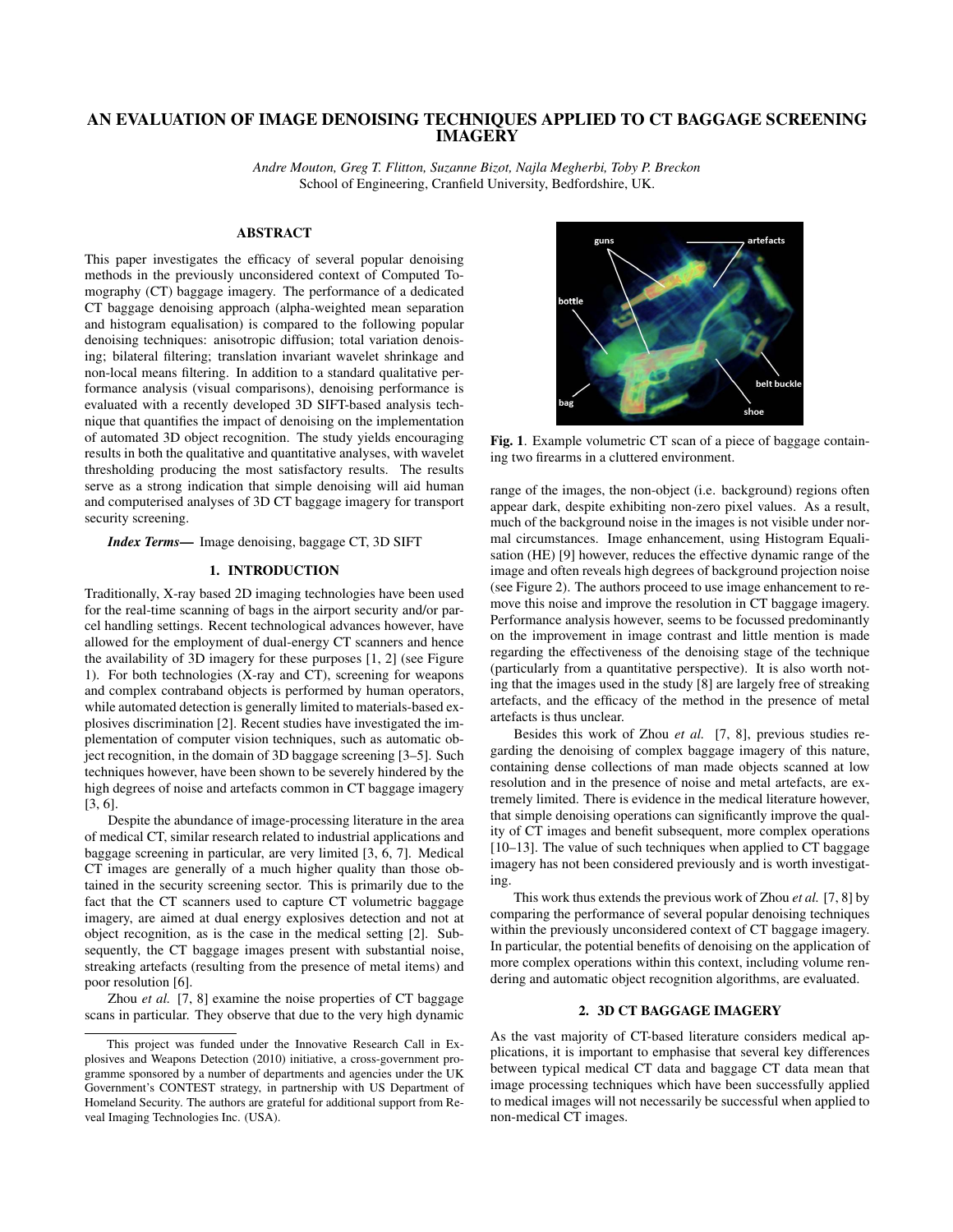# AN EVALUATION OF IMAGE DENOISING TECHNIQUES APPLIED TO CT BAGGAGE SCREENING IMAGERY

*Andre Mouton, Greg T. Flitton, Suzanne Bizot, Najla Megherbi, Toby P. Breckon*
School of Engineering, Cranfield University, Bedfordshire, UK.

## ABSTRACT

This paper investigates the efficacy of several popular denoising methods in the previously unconsidered context of Computed Tomography (CT) baggage imagery. The performance of a dedicated CT baggage denoising approach (alpha-weighted mean separation and histogram equalisation) is compared to the following popular denoising techniques: anisotropic diffusion; total variation denoising; bilateral filtering; translation invariant wavelet shrinkage and non-local means filtering. In addition to a standard qualitative performance analysis (visual comparisons), denoising performance is evaluated with a recently developed 3D SIFT-based analysis technique that quantifies the impact of denoising on the implementation of automated 3D object recognition. The study yields encouraging results in both the qualitative and quantitative analyses, with wavelet thresholding producing the most satisfactory results. The results serve as a strong indication that simple denoising will aid human and computerised analyses of 3D CT baggage imagery for transport security screening.

***Index Terms*—** Image denoising, baggage CT, 3D SIFT

## 1. INTRODUCTION

Traditionally, X-ray based 2D imaging technologies have been used for the real-time scanning of bags in the airport security and/or parcel handling settings. Recent technological advances however, have allowed for the employment of dual-energy CT scanners and hence the availability of 3D imagery for these purposes [1, 2] (see Figure 1). For both technologies (X-ray and CT), screening for weapons and complex contraband objects is performed by human operators, while automated detection is generally limited to materials-based explosives discrimination [2]. Recent studies have investigated the implementation of computer vision techniques, such as automatic object recognition, in the domain of 3D baggage screening [3–5]. Such techniques however, have been shown to be severely hindered by the high degrees of noise and artefacts common in CT baggage imagery [3, 6].

Despite the abundance of image-processing literature in the area of medical CT, similar research related to industrial applications and baggage screening in particular, are very limited [3, 6, 7]. Medical CT images are generally of a much higher quality than those obtained in the security screening sector. This is primarily due to the fact that the CT scanners used to capture CT volumetric baggage imagery, are aimed at dual energy explosives detection and not at object recognition, as is the case in the medical setting [2]. Subsequently, the CT baggage images present with substantial noise, streaking artefacts (resulting from the presence of metal items) and poor resolution [6].

Zhou *et al.* [7, 8] examine the noise properties of CT baggage scans in particular. They observe that due to the very high dynamic range of the images, the non-object (i.e. background) regions often appear dark, despite exhibiting non-zero pixel values. As a result, much of the background noise in the images is not visible under normal circumstances. Image enhancement, using Histogram Equalisation (HE) [9] however, reduces the effective dynamic range of the image and often reveals high degrees of background projection noise (see Figure 2). The authors proceed to use image enhancement to remove this noise and improve the resolution in CT baggage imagery. Performance analysis however, seems to be focussed predominantly on the improvement in image contrast and little mention is made regarding the effectiveness of the denoising stage of the technique (particularly from a quantitative perspective). It is also worth noting that the images used in the study [8] are largely free of streaking artefacts, and the efficacy of the method in the presence of metal artefacts is thus unclear.

Fig. 1. Example volumetric CT scan of a piece of baggage containing two firearms in a cluttered environment.

Besides this work of Zhou *et al.* [7, 8], previous studies regarding the denoising of complex baggage imagery of this nature, containing dense collections of man made objects scanned at low resolution and in the presence of noise and metal artefacts, are extremely limited. There is evidence in the medical literature however, that simple denoising operations can significantly improve the quality of CT images and benefit subsequent, more complex operations [10–13]. The value of such techniques when applied to CT baggage imagery has not been considered previously and is worth investigating.

This work thus extends the previous work of Zhou *et al.* [7, 8] by comparing the performance of several popular denoising techniques within the previously unconsidered context of CT baggage imagery. In particular, the potential benefits of denoising on the application of more complex operations within this context, including volume rendering and automatic object recognition algorithms, are evaluated.

## 2. 3D CT BAGGAGE IMAGERY

As the vast majority of CT-based literature considers medical applications, it is important to emphasise that several key differences between typical medical CT data and baggage CT data mean that image processing techniques which have been successfully applied to medical images will not necessarily be successful when applied to non-medical CT images.

This project was funded under the Innovative Research Call in Explosives and Weapons Detection (2010) initiative, a cross-government programme sponsored by a number of departments and agencies under the UK Government's CONTEST strategy, in partnership with US Department of Homeland Security. The authors are grateful for additional support from Reveal Imaging Technologies Inc. (USA).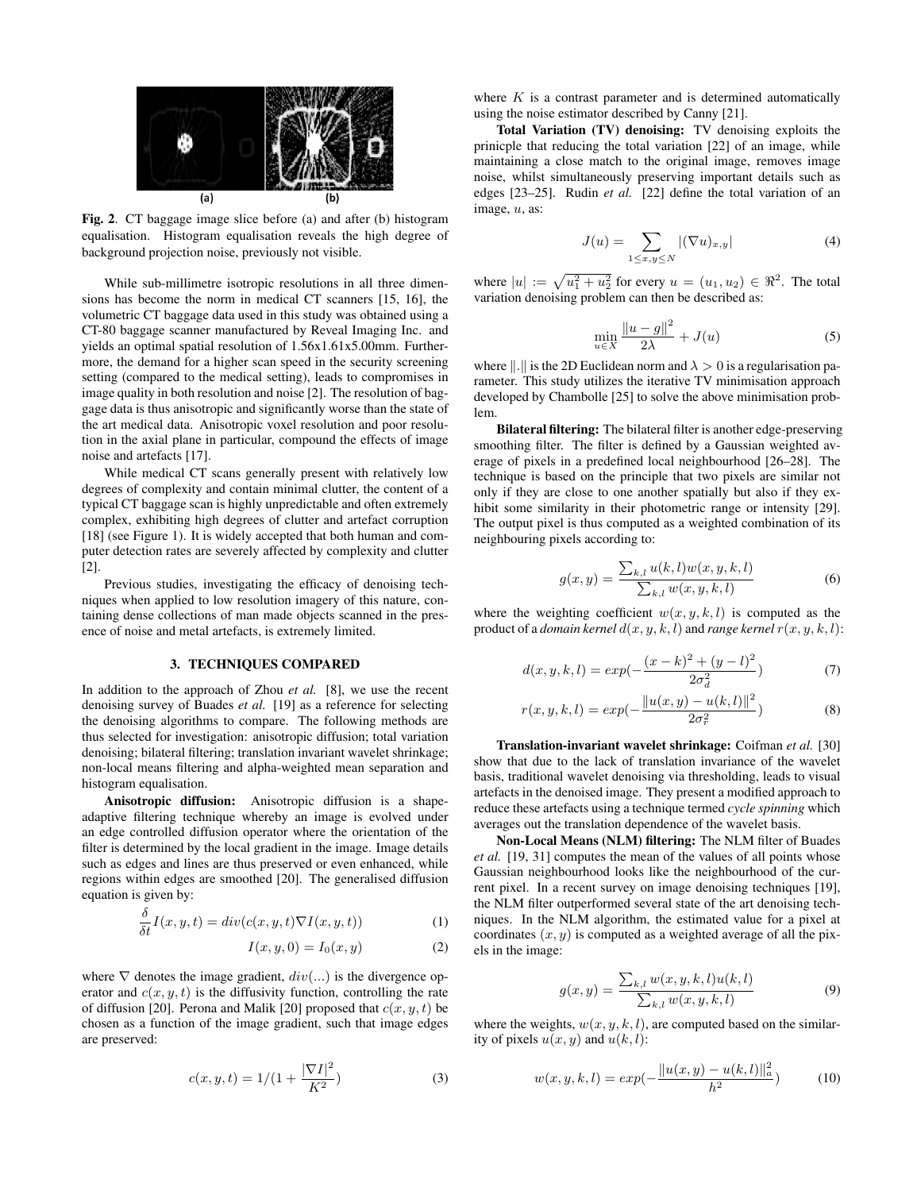Fig. 2. CT baggage image slice before (a) and after (b) histogram equalisation. Histogram equalisation reveals the high degree of background projection noise, previously not visible.

While sub-millimetre isotropic resolutions in all three dimensions has become the norm in medical CT scanners [15, 16], the volumetric CT baggage data used in this study was obtained using a CT-80 baggage scanner manufactured by Reveal Imaging Inc. and yields an optimal spatial resolution of 1.56x1.61x5.00mm. Furthermore, the demand for a higher scan speed in the security screening setting (compared to the medical setting), leads to compromises in image quality in both resolution and noise [2]. The resolution of baggage data is thus anisotropic and significantly worse than the state of the art medical data. Anisotropic voxel resolution and poor resolution in the axial plane in particular, compound the effects of image noise and artefacts [17].

While medical CT scans generally present with relatively low degrees of complexity and contain minimal clutter, the content of a typical CT baggage scan is highly unpredictable and often extremely complex, exhibiting high degrees of clutter and artefact corruption [18] (see Figure 1). It is widely accepted that both human and computer detection rates are severely affected by complexity and clutter [2].

Previous studies, investigating the efficacy of denoising techniques when applied to low resolution imagery of this nature, containing dense collections of man made objects scanned in the presence of noise and metal artefacts, is extremely limited.

## 3. TECHNIQUES COMPARED

In addition to the approach of Zhou *et al.* [8], we use the recent denoising survey of Buades *et al.* [19] as a reference for selecting the denoising algorithms to compare. The following methods are thus selected for investigation: anisotropic diffusion; total variation denoising; bilateral filtering; translation invariant wavelet shrinkage; non-local means filtering and alpha-weighted mean separation and histogram equalisation.

**Anisotropic diffusion:** Anisotropic diffusion is a shape-adaptive filtering technique whereby an image is evolved under an edge controlled diffusion operator where the orientation of the filter is determined by the local gradient in the image. Image details such as edges and lines are thus preserved or even enhanced, while regions within edges are smoothed [20]. The generalised diffusion equation is given by:

$$\frac{\delta}{\delta t}I(x,y,t) = div(c(x,y,t)\nabla I(x,y,t)) \tag{1}$$

$$I(x,y,0) = I_0(x,y) \tag{2}$$

where $\nabla$ denotes the image gradient, $div(...)$ is the divergence operator and $c(x,y,t)$ is the diffusivity function, controlling the rate of diffusion [20]. Perona and Malik [20] proposed that $c(x,y,t)$ be chosen as a function of the image gradient, such that image edges are preserved:

$$c(x,y,t) = 1/(1 + \frac{|\nabla I|^2}{K^2}) \tag{3}$$

where $K$ is a contrast parameter and is determined automatically using the noise estimator described by Canny [21].

**Total Variation (TV) denoising:** TV denoising exploits the prinicple that reducing the total variation [22] of an image, while maintaining a close match to the original image, removes image noise, whilst simultaneously preserving important details such as edges [23–25]. Rudin *et al.* [22] define the total variation of an image, $u$, as:

$$J(u) = \sum_{1 \leq x,y \leq N} |(\nabla u)_{x,y}| \tag{4}$$

where $|u| := \sqrt{u_1^2 + u_2^2}$ for every $u = (u_1, u_2) \in \Re^2$. The total variation denoising problem can then be described as:

$$\min_{u \in X} \frac{\|u - g\|^2}{2\lambda} + J(u) \tag{5}$$

where $\|.\|$ is the 2D Euclidean norm and $\lambda > 0$ is a regularisation parameter. This study utilizes the iterative TV minimisation approach developed by Chambolle [25] to solve the above minimisation problem.

**Bilateral filtering:** The bilateral filter is another edge-preserving smoothing filter. The filter is defined by a Gaussian weighted average of pixels in a predefined local neighbourhood [26–28]. The technique is based on the principle that two pixels are similar not only if they are close to one another spatially but also if they exhibit some similarity in their photometric range or intensity [29]. The output pixel is thus computed as a weighted combination of its neighbouring pixels according to:

$$g(x,y) = \frac{\sum_{k,l} u(k,l)w(x,y,k,l)}{\sum_{k,l} w(x,y,k,l)} \tag{6}$$

where the weighting coefficient $w(x,y,k,l)$ is computed as the product of a *domain kernel* $d(x,y,k,l)$ and *range kernel* $r(x,y,k,l)$:

$$d(x,y,k,l) = exp(-\frac{(x-k)^2 + (y-l)^2}{2\sigma_d^2}) \tag{7}$$

$$r(x,y,k,l) = exp(-\frac{\|u(x,y) - u(k,l)\|^2}{2\sigma_r^2}) \tag{8}$$

**Translation-invariant wavelet shrinkage:** Coifman *et al.* [30] show that due to the lack of translation invariance of the wavelet basis, traditional wavelet denoising via thresholding, leads to visual artefacts in the denoised image. They present a modified approach to reduce these artefacts using a technique termed *cycle spinning* which averages out the translation dependence of the wavelet basis.

**Non-Local Means (NLM) filtering:** The NLM filter of Buades *et al.* [19, 31] computes the mean of the values of all points whose Gaussian neighbourhood looks like the neighbourhood of the current pixel. In a recent survey on image denoising techniques [19], the NLM filter outperformed several state of the art denoising techniques. In the NLM algorithm, the estimated value for a pixel at coordinates $(x,y)$ is computed as a weighted average of all the pixels in the image:

$$g(x,y) = \frac{\sum_{k,l} w(x,y,k,l)u(k,l)}{\sum_{k,l} w(x,y,k,l)} \tag{9}$$

where the weights, $w(x,y,k,l)$, are computed based on the similarity of pixels $u(x,y)$ and $u(k,l)$:

$$w(x,y,k,l) = exp(-\frac{\|u(x,y) - u(k,l)\|_a^2}{h^2}) \tag{10}$$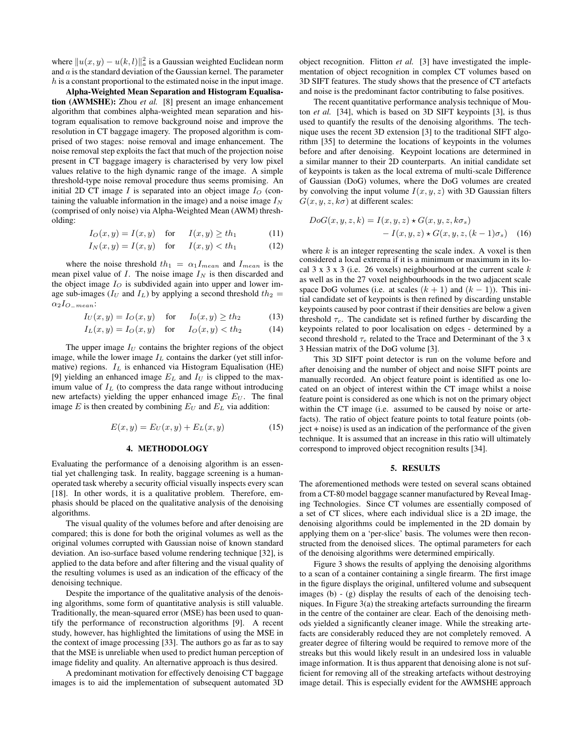where $\|u(x,y) - u(k,l)\|_a^2$ is a Gaussian weighted Euclidean norm and $a$ is the standard deviation of the Gaussian kernel. The parameter $h$ is a constant proportional to the estimated noise in the input image.

**Alpha-Weighted Mean Separation and Histogram Equalisation (AWMSHE):** Zhou *et al.* [8] present an image enhancement algorithm that combines alpha-weighted mean separation and histogram equalisation to remove background noise and improve the resolution in CT baggage imagery. The proposed algorithm is comprised of two stages: noise removal and image enhancement. The noise removal step exploits the fact that much of the projection noise present in CT baggage imagery is characterised by very low pixel values relative to the high dynamic range of the image. A simple threshold-type noise removal procedure thus seems promising. An initial 2D CT image $I$ is separated into an object image $I_O$ (containing the valuable information in the image) and a noise image $I_N$ (comprised of only noise) via Alpha-Weighted Mean (AWM) thresholding:

$$I_O(x,y) = I(x,y) \quad \text{for} \quad I(x,y) \geq th_1 \tag{11}$$

$$I_N(x,y) = I(x,y) \quad \text{for} \quad I(x,y) < th_1 \tag{12}$$

where the noise threshold $th_1 = \alpha_1 I_{mean}$ and $I_{mean}$ is the mean pixel value of $I$. The noise image $I_N$ is then discarded and the object image $I_O$ is subdivided again into upper and lower image sub-images ($I_U$ and $I_L$) by applying a second threshold $th_2 = \alpha_2 I_{O\_mean}$:

$$I_U(x,y) = I_O(x,y) \quad \text{for} \quad I_0(x,y) \geq th_2 \tag{13}$$

$$I_L(x,y) = I_O(x,y) \quad \text{for} \quad I_O(x,y) < th_2 \tag{14}$$

The upper image $I_U$ contains the brighter regions of the object image, while the lower image $I_L$ contains the darker (yet still informative) regions. $I_L$ is enhanced via Histogram Equalisation (HE) [9] yielding an enhanced image $E_L$ and $I_U$ is clipped to the maximum value of $I_L$ (to compress the data range without introducing new artefacts) yielding the upper enhanced image $E_U$. The final image $E$ is then created by combining $E_U$ and $E_L$ via addition:

$$E(x,y) = E_U(x,y) + E_L(x,y) \tag{15}$$

## 4. METHODOLOGY

Evaluating the performance of a denoising algorithm is an essential yet challenging task. In reality, baggage screening is a human-operated task whereby a security official visually inspects every scan [18]. In other words, it is a qualitative problem. Therefore, emphasis should be placed on the qualitative analysis of the denoising algorithms.

The visual quality of the volumes before and after denoising are compared; this is done for both the original volumes as well as the original volumes corrupted with Gaussian noise of known standard deviation. An iso-surface based volume rendering technique [32], is applied to the data before and after filtering and the visual quality of the resulting volumes is used as an indication of the efficacy of the denoising technique.

Despite the importance of the qualitative analysis of the denoising algorithms, some form of quantitative analysis is still valuable. Traditionally, the mean-squared error (MSE) has been used to quantify the performance of reconstruction algorithms [9]. A recent study, however, has highlighted the limitations of using the MSE in the context of image processing [33]. The authors go as far as to say that the MSE is unreliable when used to predict human perception of image fidelity and quality. An alternative approach is thus desired.

A predominant motivation for effectively denoising CT baggage images is to aid the implementation of subsequent automated 3D object recognition. Flitton *et al.* [3] have investigated the implementation of object recognition in complex CT volumes based on 3D SIFT features. The study shows that the presence of CT artefacts and noise is the predominant factor contributing to false positives.

The recent quantitative performance analysis technique of Mouton *et al.* [34], which is based on 3D SIFT keypoints [3], is thus used to quantify the results of the denoising algorithms. The technique uses the recent 3D extension [3] to the traditional SIFT algorithm [35] to determine the locations of keypoints in the volumes before and after denoising. Keypoint locations are determined in a similar manner to their 2D counterparts. An initial candidate set of keypoints is taken as the local extrema of multi-scale Difference of Gaussian (DoG) volumes, where the DoG volumes are created by convolving the input volume $I(x,y,z)$ with 3D Gaussian filters $G(x,y,z,k\sigma)$ at different scales:

$$\begin{aligned} DoG(x,y,z,k) = {} & I(x,y,z) \star G(x,y,z,k\sigma_s) \\ & - I(x,y,z) \star G(x,y,z,(k-1)\sigma_s) \end{aligned} \tag{16}$$

where $k$ is an integer representing the scale index. A voxel is then considered a local extrema if it is a minimum or maximum in its local 3 x 3 x 3 (i.e. 26 voxels) neighbourhood at the current scale $k$ as well as in the 27 voxel neighbourhoods in the two adjacent scale space DoG volumes (i.e. at scales $(k+1)$ and $(k-1)$). This initial candidate set of keypoints is then refined by discarding unstable keypoints caused by poor contrast if their densities are below a given threshold $\tau_c$. The candidate set is refined further by discarding the keypoints related to poor localisation on edges - determined by a second threshold $\tau_e$ related to the Trace and Determinant of the 3 x 3 Hessian matrix of the DoG volume [3].

This 3D SIFT point detector is run on the volume before and after denoising and the number of object and noise SIFT points are manually recorded. An object feature point is identified as one located on an object of interest within the CT image whilst a noise feature point is considered as one which is not on the primary object within the CT image (i.e. assumed to be caused by noise or artefacts). The ratio of object feature points to total feature points (object + noise) is used as an indication of the performance of the given technique. It is assumed that an increase in this ratio will ultimately correspond to improved object recognition results [34].

## 5. RESULTS

The aforementioned methods were tested on several scans obtained from a CT-80 model baggage scanner manufactured by Reveal Imaging Technologies. Since CT volumes are essentially composed of a set of CT slices, where each individual slice is a 2D image, the denoising algorithms could be implemented in the 2D domain by applying them on a 'per-slice' basis. The volumes were then reconstructed from the denoised slices. The optimal parameters for each of the denoising algorithms were determined empirically.

Figure 3 shows the results of applying the denoising algorithms to a scan of a container containing a single firearm. The first image in the figure displays the original, unfiltered volume and subsequent images (b) - (g) display the results of each of the denoising techniques. In Figure 3(a) the streaking artefacts surrounding the firearm in the centre of the container are clear. Each of the denoising methods yielded a significantly cleaner image. While the streaking artefacts are considerably reduced they are not completely removed. A greater degree of filtering would be required to remove more of the streaks but this would likely result in an undesired loss in valuable image information. It is thus apparent that denoising alone is not sufficient for removing all of the streaking artefacts without destroying image detail. This is especially evident for the AWMSHE approach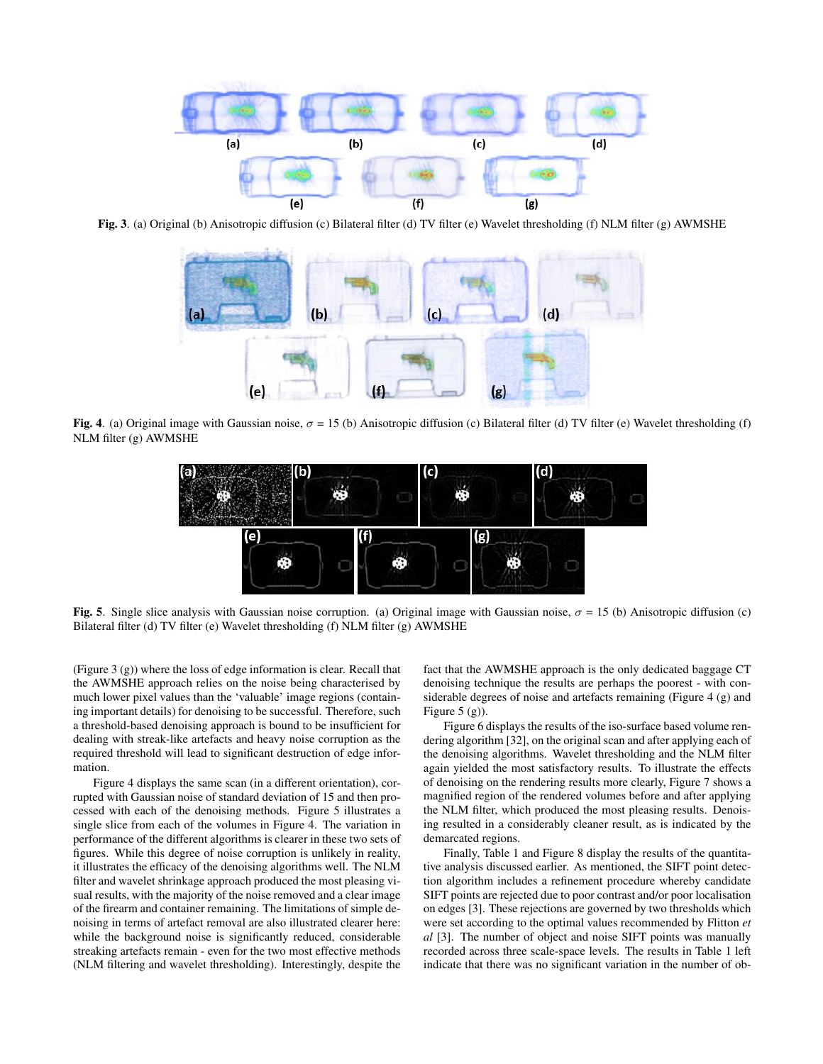**Fig. 3**. (a) Original (b) Anisotropic diffusion (c) Bilateral filter (d) TV filter (e) Wavelet thresholding (f) NLM filter (g) AWMSHE

**Fig. 4**. (a) Original image with Gaussian noise, $\sigma$ = 15 (b) Anisotropic diffusion (c) Bilateral filter (d) TV filter (e) Wavelet thresholding (f) NLM filter (g) AWMSHE

**Fig. 5**. Single slice analysis with Gaussian noise corruption. (a) Original image with Gaussian noise, $\sigma$ = 15 (b) Anisotropic diffusion (c) Bilateral filter (d) TV filter (e) Wavelet thresholding (f) NLM filter (g) AWMSHE

(Figure 3 (g)) where the loss of edge information is clear. Recall that the AWMSHE approach relies on the noise being characterised by much lower pixel values than the 'valuable' image regions (containing important details) for denoising to be successful. Therefore, such a threshold-based denoising approach is bound to be insufficient for dealing with streak-like artefacts and heavy noise corruption as the required threshold will lead to significant destruction of edge information.

Figure 4 displays the same scan (in a different orientation), corrupted with Gaussian noise of standard deviation of 15 and then processed with each of the denoising methods. Figure 5 illustrates a single slice from each of the volumes in Figure 4. The variation in performance of the different algorithms is clearer in these two sets of figures. While this degree of noise corruption is unlikely in reality, it illustrates the efficacy of the denoising algorithms well. The NLM filter and wavelet shrinkage approach produced the most pleasing visual results, with the majority of the noise removed and a clear image of the firearm and container remaining. The limitations of simple denoising in terms of artefact removal are also illustrated clearer here: while the background noise is significantly reduced, considerable streaking artefacts remain - even for the two most effective methods (NLM filtering and wavelet thresholding). Interestingly, despite the fact that the AWMSHE approach is the only dedicated baggage CT denoising technique the results are perhaps the poorest - with considerable degrees of noise and artefacts remaining (Figure 4 (g) and Figure 5 (g)).

Figure 6 displays the results of the iso-surface based volume rendering algorithm [32], on the original scan and after applying each of the denoising algorithms. Wavelet thresholding and the NLM filter again yielded the most satisfactory results. To illustrate the effects of denoising on the rendering results more clearly, Figure 7 shows a magnified region of the rendered volumes before and after applying the NLM filter, which produced the most pleasing results. Denoising resulted in a considerably cleaner result, as is indicated by the demarcated regions.

Finally, Table 1 and Figure 8 display the results of the quantitative analysis discussed earlier. As mentioned, the SIFT point detection algorithm includes a refinement procedure whereby candidate SIFT points are rejected due to poor contrast and/or poor localisation on edges [3]. These rejections are governed by two thresholds which were set according to the optimal values recommended by Flitton *et al* [3]. The number of object and noise SIFT points was manually recorded across three scale-space levels. The results in Table 1 left indicate that there was no significant variation in the number of ob-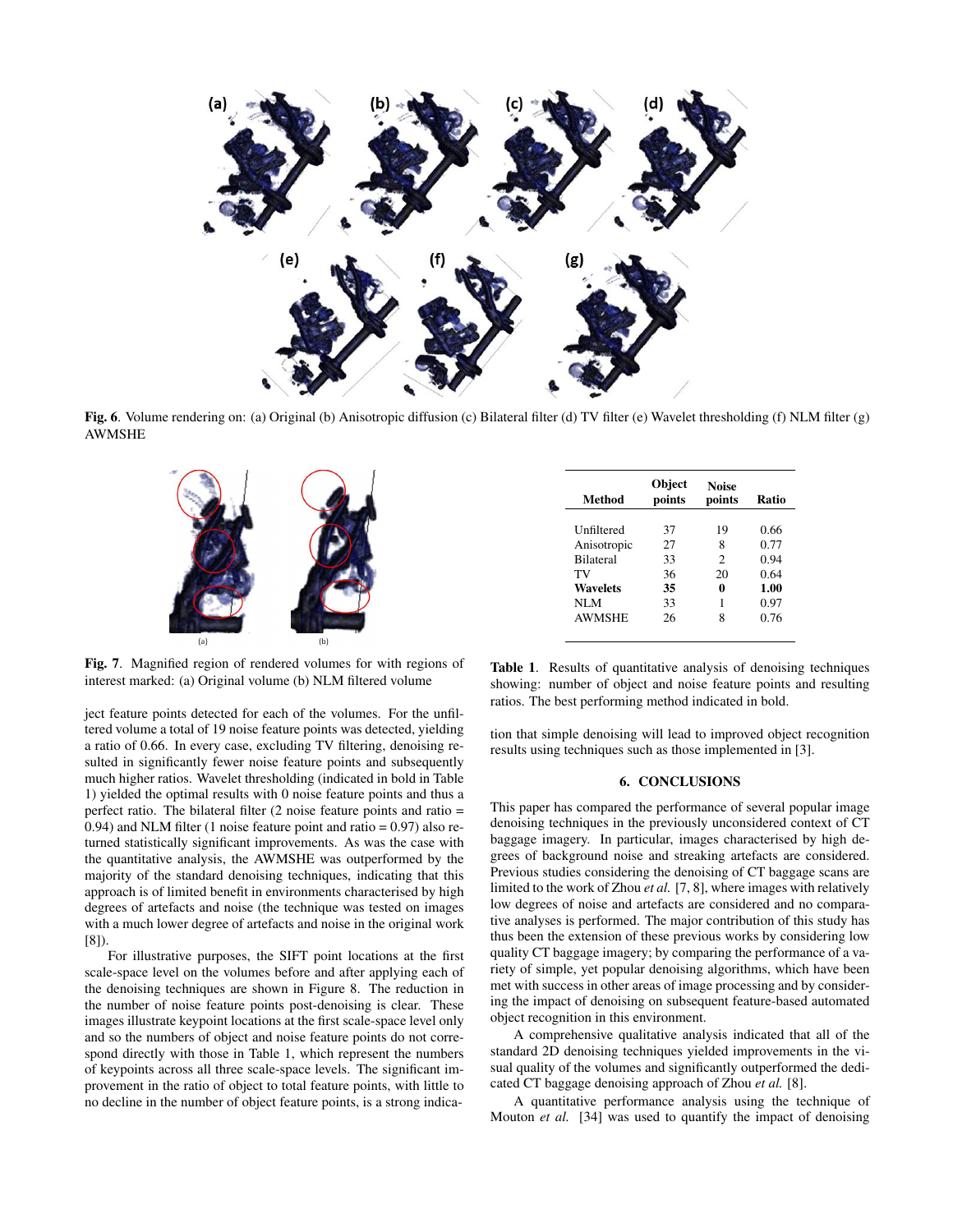**Fig. 6**. Volume rendering on: (a) Original (b) Anisotropic diffusion (c) Bilateral filter (d) TV filter (e) Wavelet thresholding (f) NLM filter (g) AWMSHE

**Fig. 7**. Magnified region of rendered volumes for with regions of interest marked: (a) Original volume (b) NLM filtered volume

ject feature points detected for each of the volumes. For the unfiltered volume a total of 19 noise feature points was detected, yielding a ratio of 0.66. In every case, excluding TV filtering, denoising resulted in significantly fewer noise feature points and subsequently much higher ratios. Wavelet thresholding (indicated in bold in Table 1) yielded the optimal results with 0 noise feature points and thus a perfect ratio. The bilateral filter (2 noise feature points and ratio = 0.94) and NLM filter (1 noise feature point and ratio = 0.97) also returned statistically significant improvements. As was the case with the quantitative analysis, the AWMSHE was outperformed by the majority of the standard denoising techniques, indicating that this approach is of limited benefit in environments characterised by high degrees of artefacts and noise (the technique was tested on images with a much lower degree of artefacts and noise in the original work [8]).

For illustrative purposes, the SIFT point locations at the first scale-space level on the volumes before and after applying each of the denoising techniques are shown in Figure 8. The reduction in the number of noise feature points post-denoising is clear. These images illustrate keypoint locations at the first scale-space level only and so the numbers of object and noise feature points do not correspond directly with those in Table 1, which represent the numbers of keypoints across all three scale-space levels. The significant improvement in the ratio of object to total feature points, with little to no decline in the number of object feature points, is a strong indication that simple denoising will lead to improved object recognition results using techniques such as those implemented in [3].

| Method | Object points | Noise points | Ratio |
|---|---|---|---|
| Unfiltered | 37 | 19 | 0.66 |
| Anisotropic | 27 | 8 | 0.77 |
| Bilateral | 33 | 2 | 0.94 |
| TV | 36 | 20 | 0.64 |
| **Wavelets** | **35** | **0** | **1.00** |
| NLM | 33 | 1 | 0.97 |
| AWMSHE | 26 | 8 | 0.76 |

**Table 1**. Results of quantitative analysis of denoising techniques showing: number of object and noise feature points and resulting ratios. The best performing method indicated in bold.

## 6. CONCLUSIONS

This paper has compared the performance of several popular image denoising techniques in the previously unconsidered context of CT baggage imagery. In particular, images characterised by high degrees of background noise and streaking artefacts are considered. Previous studies considering the denoising of CT baggage scans are limited to the work of Zhou *et al.* [7, 8], where images with relatively low degrees of noise and artefacts are considered and no comparative analyses is performed. The major contribution of this study has thus been the extension of these previous works by considering low quality CT baggage imagery; by comparing the performance of a variety of simple, yet popular denoising algorithms, which have been met with success in other areas of image processing and by considering the impact of denoising on subsequent feature-based automated object recognition in this environment.

A comprehensive qualitative analysis indicated that all of the standard 2D denoising techniques yielded improvements in the visual quality of the volumes and significantly outperformed the dedicated CT baggage denoising approach of Zhou *et al.* [8].

A quantitative performance analysis using the technique of Mouton *et al.* [34] was used to quantify the impact of denoising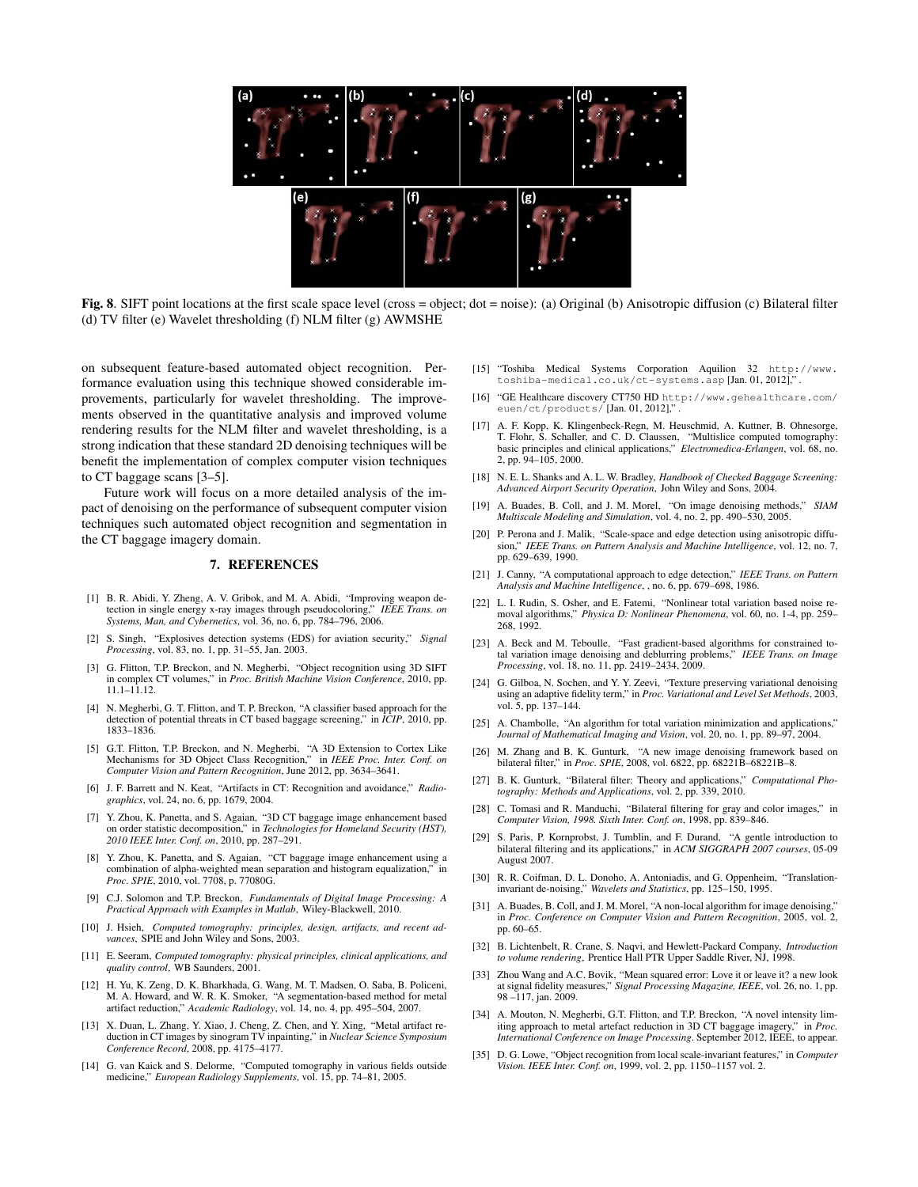**Fig. 8**. SIFT point locations at the first scale space level (cross = object; dot = noise): (a) Original (b) Anisotropic diffusion (c) Bilateral filter (d) TV filter (e) Wavelet thresholding (f) NLM filter (g) AWMSHE

on subsequent feature-based automated object recognition. Performance evaluation using this technique showed considerable improvements, particularly for wavelet thresholding. The improvements observed in the quantitative analysis and improved volume rendering results for the NLM filter and wavelet thresholding, is a strong indication that these standard 2D denoising techniques will be benefit the implementation of complex computer vision techniques to CT baggage scans [3–5].

Future work will focus on a more detailed analysis of the impact of denoising on the performance of subsequent computer vision techniques such automated object recognition and segmentation in the CT baggage imagery domain.

## 7. REFERENCES

[1] B. R. Abidi, Y. Zheng, A. V. Gribok, and M. A. Abidi, "Improving weapon detection in single energy x-ray images through pseudocoloring," *IEEE Trans. on Systems, Man, and Cybernetics*, vol. 36, no. 6, pp. 784–796, 2006.

[2] S. Singh, "Explosives detection systems (EDS) for aviation security," *Signal Processing*, vol. 83, no. 1, pp. 31–55, Jan. 2003.

[3] G. Flitton, T.P. Breckon, and N. Megherbi, "Object recognition using 3D SIFT in complex CT volumes," in *Proc. British Machine Vision Conference*, 2010, pp. 11.1–11.12.

[4] N. Megherbi, G. T. Flitton, and T. P. Breckon, "A classifier based approach for the detection of potential threats in CT based baggage screening," in *ICIP*, 2010, pp. 1833–1836.

[5] G.T. Flitton, T.P. Breckon, and N. Megherbi, "A 3D Extension to Cortex Like Mechanisms for 3D Object Class Recognition," in *IEEE Proc. Inter. Conf. on Computer Vision and Pattern Recognition*, June 2012, pp. 3634–3641.

[6] J. F. Barrett and N. Keat, "Artifacts in CT: Recognition and avoidance," *Radiographics*, vol. 24, no. 6, pp. 1679, 2004.

[7] Y. Zhou, K. Panetta, and S. Agaian, "3D CT baggage image enhancement based on order statistic decomposition," in *Technologies for Homeland Security (HST), 2010 IEEE Inter. Conf. on*, 2010, pp. 287–291.

[8] Y. Zhou, K. Panetta, and S. Agaian, "CT baggage image enhancement using a combination of alpha-weighted mean separation and histogram equalization," in *Proc. SPIE*, 2010, vol. 7708, p. 77080G.

[9] C.J. Solomon and T.P. Breckon, *Fundamentals of Digital Image Processing: A Practical Approach with Examples in Matlab*, Wiley-Blackwell, 2010.

[10] J. Hsieh, *Computed tomography: principles, design, artifacts, and recent advances*, SPIE and John Wiley and Sons, 2003.

[11] E. Seeram, *Computed tomography: physical principles, clinical applications, and quality control*, WB Saunders, 2001.

[12] H. Yu, K. Zeng, D. K. Bharkhada, G. Wang, M. T. Madsen, O. Saba, B. Policeni, M. A. Howard, and W. R. K. Smoker, "A segmentation-based method for metal artifact reduction," *Academic Radiology*, vol. 14, no. 4, pp. 495–504, 2007.

[13] X. Duan, L. Zhang, Y. Xiao, J. Cheng, Z. Chen, and Y. Xing, "Metal artifact reduction in CT images by sinogram TV inpainting," in *Nuclear Science Symposium Conference Record*, 2008, pp. 4175–4177.

[14] G. van Kaick and S. Delorme, "Computed tomography in various fields outside medicine," *European Radiology Supplements*, vol. 15, pp. 74–81, 2005.

[15] "Toshiba Medical Systems Corporation Aquilion 32 http://www.toshiba-medical.co.uk/ct-systems.asp [Jan. 01, 2012]," .

[16] "GE Healthcare discovery CT750 HD http://www.gehealthcare.com/euen/ct/products/ [Jan. 01, 2012]," .

[17] A. F. Kopp, K. Klingenbeck-Regn, M. Heuschmid, A. Kuttner, B. Ohnesorge, T. Flohr, S. Schaller, and C. D. Claussen, "Multislice computed tomography: basic principles and clinical applications," *Electromedica-Erlangen*, vol. 68, no. 2, pp. 94–105, 2000.

[18] N. E. L. Shanks and A. L. W. Bradley, *Handbook of Checked Baggage Screening: Advanced Airport Security Operation*, John Wiley and Sons, 2004.

[19] A. Buades, B. Coll, and J. M. Morel, "On image denoising methods," *SIAM Multiscale Modeling and Simulation*, vol. 4, no. 2, pp. 490–530, 2005.

[20] P. Perona and J. Malik, "Scale-space and edge detection using anisotropic diffusion," *IEEE Trans. on Pattern Analysis and Machine Intelligence*, vol. 12, no. 7, pp. 629–639, 1990.

[21] J. Canny, "A computational approach to edge detection," *IEEE Trans. on Pattern Analysis and Machine Intelligence*, , no. 6, pp. 679–698, 1986.

[22] L. I. Rudin, S. Osher, and E. Fatemi, "Nonlinear total variation based noise removal algorithms," *Physica D: Nonlinear Phenomena*, vol. 60, no. 1-4, pp. 259–268, 1992.

[23] A. Beck and M. Teboulle, "Fast gradient-based algorithms for constrained total variation image denoising and deblurring problems," *IEEE Trans. on Image Processing*, vol. 18, no. 11, pp. 2419–2434, 2009.

[24] G. Gilboa, N. Sochen, and Y. Y. Zeevi, "Texture preserving variational denoising using an adaptive fidelity term," in *Proc. Variational and Level Set Methods*, 2003, vol. 5, pp. 137–144.

[25] A. Chambolle, "An algorithm for total variation minimization and applications," *Journal of Mathematical Imaging and Vision*, vol. 20, no. 1, pp. 89–97, 2004.

[26] M. Zhang and B. K. Gunturk, "A new image denoising framework based on bilateral filter," in *Proc. SPIE*, 2008, vol. 6822, pp. 68221B–68221B–8.

[27] B. K. Gunturk, "Bilateral filter: Theory and applications," *Computational Photography: Methods and Applications*, vol. 2, pp. 339, 2010.

[28] C. Tomasi and R. Manduchi, "Bilateral filtering for gray and color images," in *Computer Vision, 1998. Sixth Inter. Conf. on*, 1998, pp. 839–846.

[29] S. Paris, P. Kornprobst, J. Tumblin, and F. Durand, "A gentle introduction to bilateral filtering and its applications," in *ACM SIGGRAPH 2007 courses*, 05-09 August 2007.

[30] R. R. Coifman, D. L. Donoho, A. Antoniadis, and G. Oppenheim, "Translation-invariant de-noising," *Wavelets and Statistics*, pp. 125–150, 1995.

[31] A. Buades, B. Coll, and J. M. Morel, "A non-local algorithm for image denoising," in *Proc. Conference on Computer Vision and Pattern Recognition*, 2005, vol. 2, pp. 60–65.

[32] B. Lichtenbelt, R. Crane, S. Naqvi, and Hewlett-Packard Company, *Introduction to volume rendering*, Prentice Hall PTR Upper Saddle River, NJ, 1998.

[33] Zhou Wang and A.C. Bovik, "Mean squared error: Love it or leave it? a new look at signal fidelity measures," *Signal Processing Magazine, IEEE*, vol. 26, no. 1, pp. 98 –117, jan. 2009.

[34] A. Mouton, N. Megherbi, G.T. Flitton, and T.P. Breckon, "A novel intensity limiting approach to metal artefact reduction in 3D CT baggage imagery," in *Proc. International Conference on Image Processing*. September 2012, IEEE, to appear.

[35] D. G. Lowe, "Object recognition from local scale-invariant features," in *Computer Vision. IEEE Inter. Conf. on*, 1999, vol. 2, pp. 1150–1157 vol. 2.